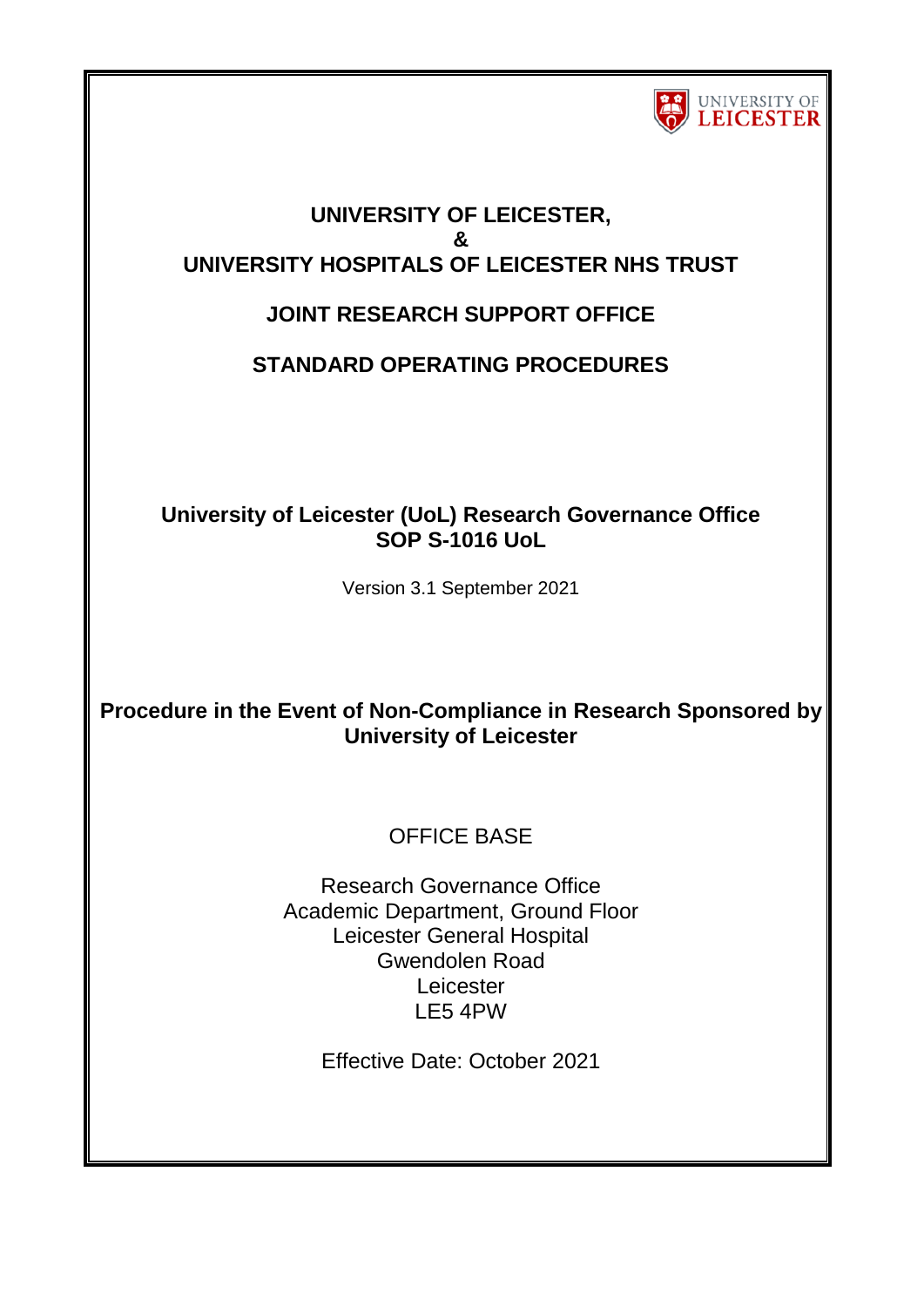UNIVERSITY OF LEICESTER

# UNIVERSITY OF LEICESTER,
# &
# UNIVERSITY HOSPITALS OF LEICESTER NHS TRUST

## JOINT RESEARCH SUPPORT OFFICE

## STANDARD OPERATING PROCEDURES

**University of Leicester (UoL) Research Governance Office**
**SOP S-1016 UoL**

Version 3.1 September 2021

## Procedure in the Event of Non-Compliance in Research Sponsored by University of Leicester

OFFICE BASE

Research Governance Office
Academic Department, Ground Floor
Leicester General Hospital
Gwendolen Road
Leicester
LE5 4PW

Effective Date: October 2021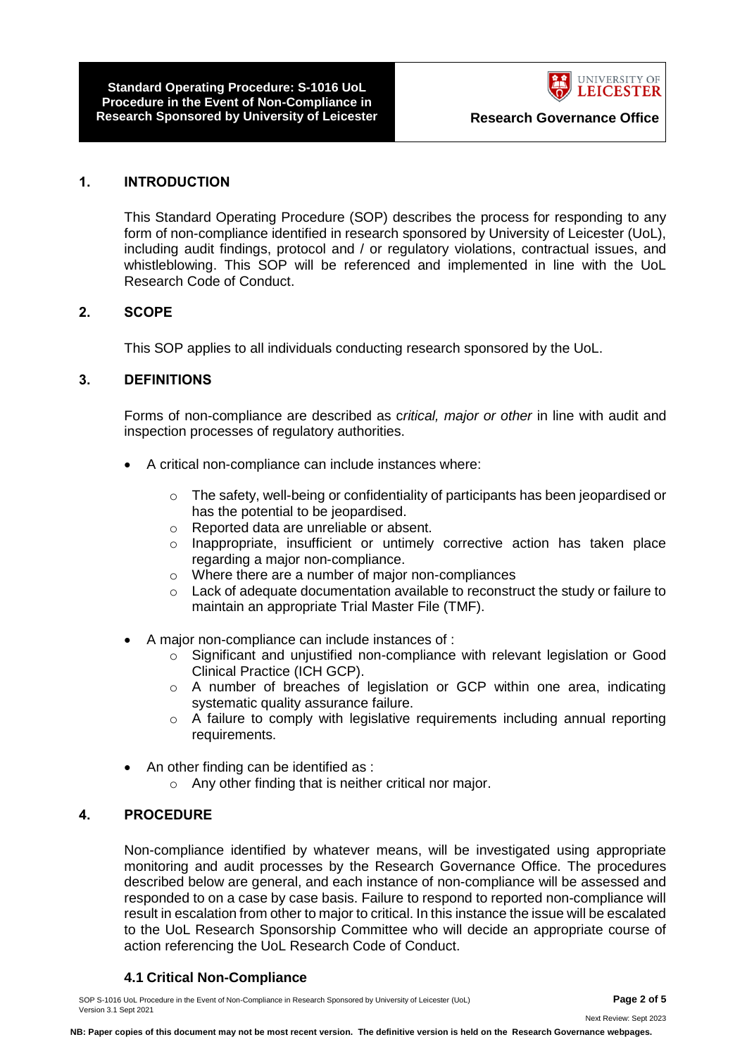## 1. INTRODUCTION

This Standard Operating Procedure (SOP) describes the process for responding to any form of non-compliance identified in research sponsored by University of Leicester (UoL), including audit findings, protocol and / or regulatory violations, contractual issues, and whistleblowing. This SOP will be referenced and implemented in line with the UoL Research Code of Conduct.

## 2. SCOPE

This SOP applies to all individuals conducting research sponsored by the UoL.

## 3. DEFINITIONS

Forms of non-compliance are described as c*ritical, major or other* in line with audit and inspection processes of regulatory authorities.

- A critical non-compliance can include instances where:
  - The safety, well-being or confidentiality of participants has been jeopardised or has the potential to be jeopardised.
  - Reported data are unreliable or absent.
  - Inappropriate, insufficient or untimely corrective action has taken place regarding a major non-compliance.
  - Where there are a number of major non-compliances
  - Lack of adequate documentation available to reconstruct the study or failure to maintain an appropriate Trial Master File (TMF).
- A major non-compliance can include instances of :
  - Significant and unjustified non-compliance with relevant legislation or Good Clinical Practice (ICH GCP).
  - A number of breaches of legislation or GCP within one area, indicating systematic quality assurance failure.
  - A failure to comply with legislative requirements including annual reporting requirements.
- An other finding can be identified as :
  - Any other finding that is neither critical nor major.

## 4. PROCEDURE

Non-compliance identified by whatever means, will be investigated using appropriate monitoring and audit processes by the Research Governance Office. The procedures described below are general, and each instance of non-compliance will be assessed and responded to on a case by case basis. Failure to respond to reported non-compliance will result in escalation from other to major to critical. In this instance the issue will be escalated to the UoL Research Sponsorship Committee who will decide an appropriate course of action referencing the UoL Research Code of Conduct.

### 4.1 Critical Non-Compliance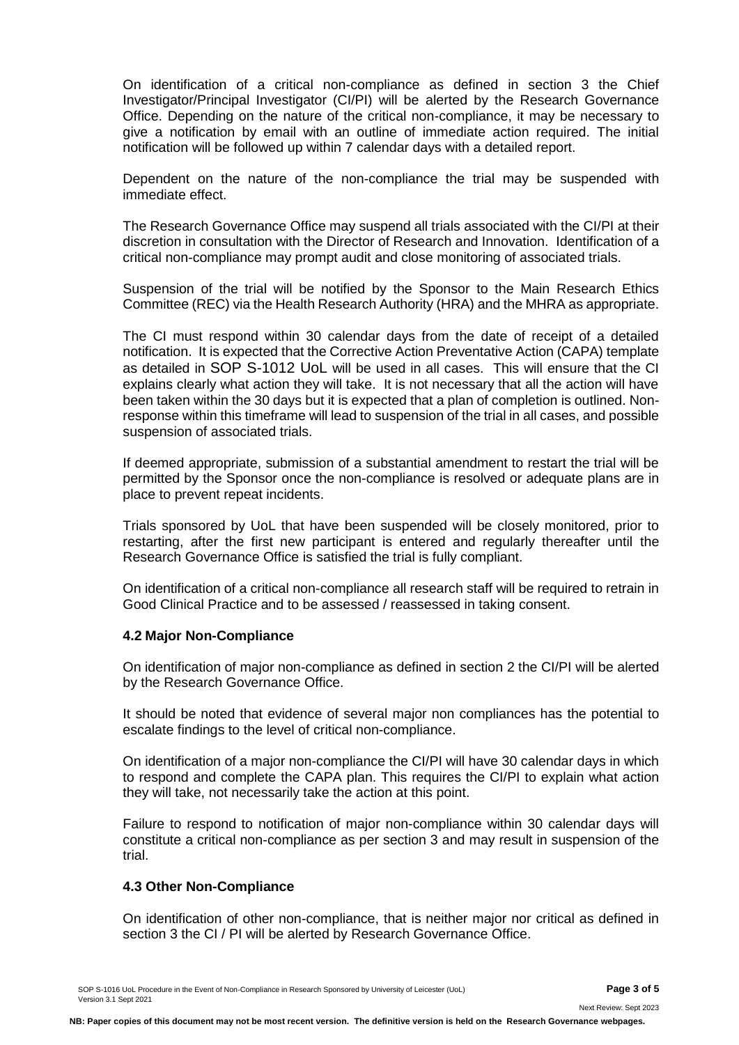On identification of a critical non-compliance as defined in section 3 the Chief Investigator/Principal Investigator (CI/PI) will be alerted by the Research Governance Office. Depending on the nature of the critical non-compliance, it may be necessary to give a notification by email with an outline of immediate action required. The initial notification will be followed up within 7 calendar days with a detailed report.

Dependent on the nature of the non-compliance the trial may be suspended with immediate effect.

The Research Governance Office may suspend all trials associated with the CI/PI at their discretion in consultation with the Director of Research and Innovation. Identification of a critical non-compliance may prompt audit and close monitoring of associated trials.

Suspension of the trial will be notified by the Sponsor to the Main Research Ethics Committee (REC) via the Health Research Authority (HRA) and the MHRA as appropriate.

The CI must respond within 30 calendar days from the date of receipt of a detailed notification. It is expected that the Corrective Action Preventative Action (CAPA) template as detailed in SOP S-1012 UoL will be used in all cases. This will ensure that the CI explains clearly what action they will take. It is not necessary that all the action will have been taken within the 30 days but it is expected that a plan of completion is outlined. Non-response within this timeframe will lead to suspension of the trial in all cases, and possible suspension of associated trials.

If deemed appropriate, submission of a substantial amendment to restart the trial will be permitted by the Sponsor once the non-compliance is resolved or adequate plans are in place to prevent repeat incidents.

Trials sponsored by UoL that have been suspended will be closely monitored, prior to restarting, after the first new participant is entered and regularly thereafter until the Research Governance Office is satisfied the trial is fully compliant.

On identification of a critical non-compliance all research staff will be required to retrain in Good Clinical Practice and to be assessed / reassessed in taking consent.

### 4.2 Major Non-Compliance

On identification of major non-compliance as defined in section 2 the CI/PI will be alerted by the Research Governance Office.

It should be noted that evidence of several major non compliances has the potential to escalate findings to the level of critical non-compliance.

On identification of a major non-compliance the CI/PI will have 30 calendar days in which to respond and complete the CAPA plan. This requires the CI/PI to explain what action they will take, not necessarily take the action at this point.

Failure to respond to notification of major non-compliance within 30 calendar days will constitute a critical non-compliance as per section 3 and may result in suspension of the trial.

### 4.3 Other Non-Compliance

On identification of other non-compliance, that is neither major nor critical as defined in section 3 the CI / PI will be alerted by Research Governance Office.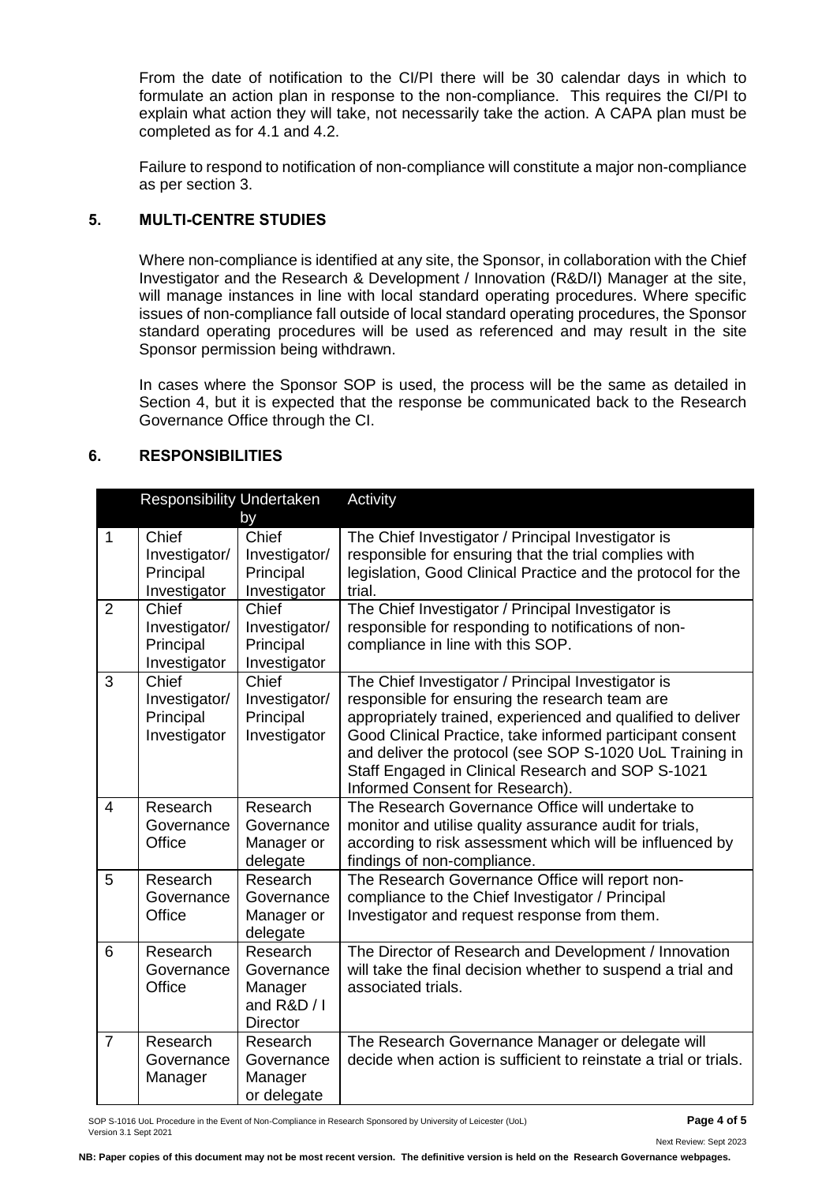From the date of notification to the CI/PI there will be 30 calendar days in which to formulate an action plan in response to the non-compliance. This requires the CI/PI to explain what action they will take, not necessarily take the action. A CAPA plan must be completed as for 4.1 and 4.2.

Failure to respond to notification of non-compliance will constitute a major non-compliance as per section 3.

## 5. MULTI-CENTRE STUDIES

Where non-compliance is identified at any site, the Sponsor, in collaboration with the Chief Investigator and the Research & Development / Innovation (R&D/I) Manager at the site, will manage instances in line with local standard operating procedures. Where specific issues of non-compliance fall outside of local standard operating procedures, the Sponsor standard operating procedures will be used as referenced and may result in the site Sponsor permission being withdrawn.

In cases where the Sponsor SOP is used, the process will be the same as detailed in Section 4, but it is expected that the response be communicated back to the Research Governance Office through the CI.

## 6. RESPONSIBILITIES

| | Responsibility | Undertaken by | Activity |
|---|---|---|---|
| 1 | Chief Investigator/ Principal Investigator | Chief Investigator/ Principal Investigator | The Chief Investigator / Principal Investigator is responsible for ensuring that the trial complies with legislation, Good Clinical Practice and the protocol for the trial. |
| 2 | Chief Investigator/ Principal Investigator | Chief Investigator/ Principal Investigator | The Chief Investigator / Principal Investigator is responsible for responding to notifications of non-compliance in line with this SOP. |
| 3 | Chief Investigator/ Principal Investigator | Chief Investigator/ Principal Investigator | The Chief Investigator / Principal Investigator is responsible for ensuring the research team are appropriately trained, experienced and qualified to deliver Good Clinical Practice, take informed participant consent and deliver the protocol (see SOP S-1020 UoL Training in Staff Engaged in Clinical Research and SOP S-1021 Informed Consent for Research). |
| 4 | Research Governance Office | Research Governance Manager or delegate | The Research Governance Office will undertake to monitor and utilise quality assurance audit for trials, according to risk assessment which will be influenced by findings of non-compliance. |
| 5 | Research Governance Office | Research Governance Manager or delegate | The Research Governance Office will report non-compliance to the Chief Investigator / Principal Investigator and request response from them. |
| 6 | Research Governance Office | Research Governance Manager and R&D / I Director | The Director of Research and Development / Innovation will take the final decision whether to suspend a trial and associated trials. |
| 7 | Research Governance Manager | Research Governance Manager or delegate | The Research Governance Manager or delegate will decide when action is sufficient to reinstate a trial or trials. |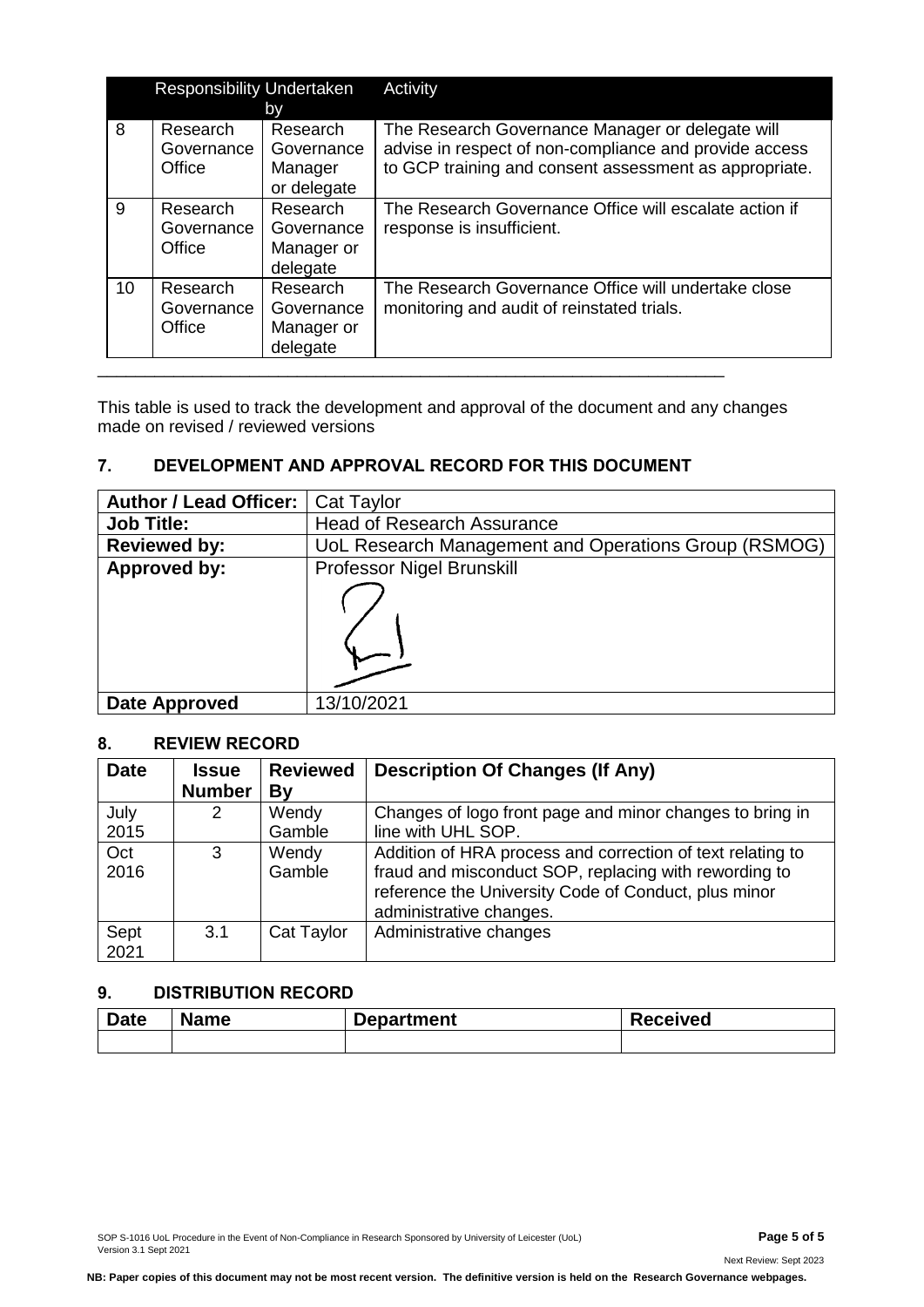| | Responsibility | Undertaken by | Activity |
|---|---|---|---|
| 8 | Research Governance Office | Research Governance Manager or delegate | The Research Governance Manager or delegate will advise in respect of non-compliance and provide access to GCP training and consent assessment as appropriate. |
| 9 | Research Governance Office | Research Governance Manager or delegate | The Research Governance Office will escalate action if response is insufficient. |
| 10 | Research Governance Office | Research Governance Manager or delegate | The Research Governance Office will undertake close monitoring and audit of reinstated trials. |

---

This table is used to track the development and approval of the document and any changes made on revised / reviewed versions

## 7. DEVELOPMENT AND APPROVAL RECORD FOR THIS DOCUMENT

| | |
|---|---|
| **Author / Lead Officer:** | Cat Taylor |
| **Job Title:** | Head of Research Assurance |
| **Reviewed by:** | UoL Research Management and Operations Group (RSMOG) |
| **Approved by:** | Professor Nigel Brunskill |
| **Date Approved** | 13/10/2021 |

## 8. REVIEW RECORD

| Date | Issue Number | Reviewed By | Description Of Changes (If Any) |
|---|---|---|---|
| July 2015 | 2 | Wendy Gamble | Changes of logo front page and minor changes to bring in line with UHL SOP. |
| Oct 2016 | 3 | Wendy Gamble | Addition of HRA process and correction of text relating to fraud and misconduct SOP, replacing with rewording to reference the University Code of Conduct, plus minor administrative changes. |
| Sept 2021 | 3.1 | Cat Taylor | Administrative changes |

## 9. DISTRIBUTION RECORD

| Date | Name | Department | Received |
|---|---|---|---|
| | | | |

SOP S-1016 UoL Procedure in the Event of Non-Compliance in Research Sponsored by University of Leicester (UoL)
Version 3.1 Sept 2021

Next Review: Sept 2023

**NB: Paper copies of this document may not be most recent version. The definitive version is held on the Research Governance webpages.**